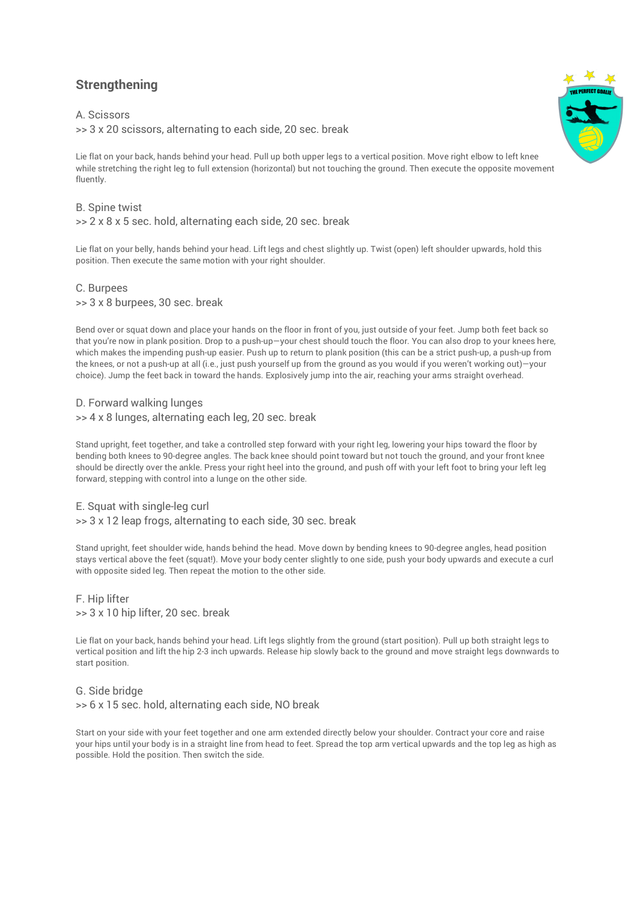## Strengthening

A. Scissors
>> 3 x 20 scissors, alternating to each side, 20 sec. break

Lie flat on your back, hands behind your head. Pull up both upper legs to a vertical position. Move right elbow to left knee while stretching the right leg to full extension (horizontal) but not touching the ground. Then execute the opposite movement fluently.

B. Spine twist
>> 2 x 8 x 5 sec. hold, alternating each side, 20 sec. break

Lie flat on your belly, hands behind your head. Lift legs and chest slightly up. Twist (open) left shoulder upwards, hold this position. Then execute the same motion with your right shoulder.

C. Burpees
>> 3 x 8 burpees, 30 sec. break

Bend over or squat down and place your hands on the floor in front of you, just outside of your feet. Jump both feet back so that you're now in plank position. Drop to a push-up—your chest should touch the floor. You can also drop to your knees here, which makes the impending push-up easier. Push up to return to plank position (this can be a strict push-up, a push-up from the knees, or not a push-up at all (i.e., just push yourself up from the ground as you would if you weren't working out)—your choice). Jump the feet back in toward the hands. Explosively jump into the air, reaching your arms straight overhead.

D. Forward walking lunges
>> 4 x 8 lunges, alternating each leg, 20 sec. break

Stand upright, feet together, and take a controlled step forward with your right leg, lowering your hips toward the floor by bending both knees to 90-degree angles. The back knee should point toward but not touch the ground, and your front knee should be directly over the ankle. Press your right heel into the ground, and push off with your left foot to bring your left leg forward, stepping with control into a lunge on the other side.

E. Squat with single-leg curl
>> 3 x 12 leap frogs, alternating to each side, 30 sec. break

Stand upright, feet shoulder wide, hands behind the head. Move down by bending knees to 90-degree angles, head position stays vertical above the feet (squat!). Move your body center slightly to one side, push your body upwards and execute a curl with opposite sided leg. Then repeat the motion to the other side.

F. Hip lifter
>> 3 x 10 hip lifter, 20 sec. break

Lie flat on your back, hands behind your head. Lift legs slightly from the ground (start position). Pull up both straight legs to vertical position and lift the hip 2-3 inch upwards. Release hip slowly back to the ground and move straight legs downwards to start position.

G. Side bridge
>> 6 x 15 sec. hold, alternating each side, NO break

Start on your side with your feet together and one arm extended directly below your shoulder. Contract your core and raise your hips until your body is in a straight line from head to feet. Spread the top arm vertical upwards and the top leg as high as possible. Hold the position. Then switch the side.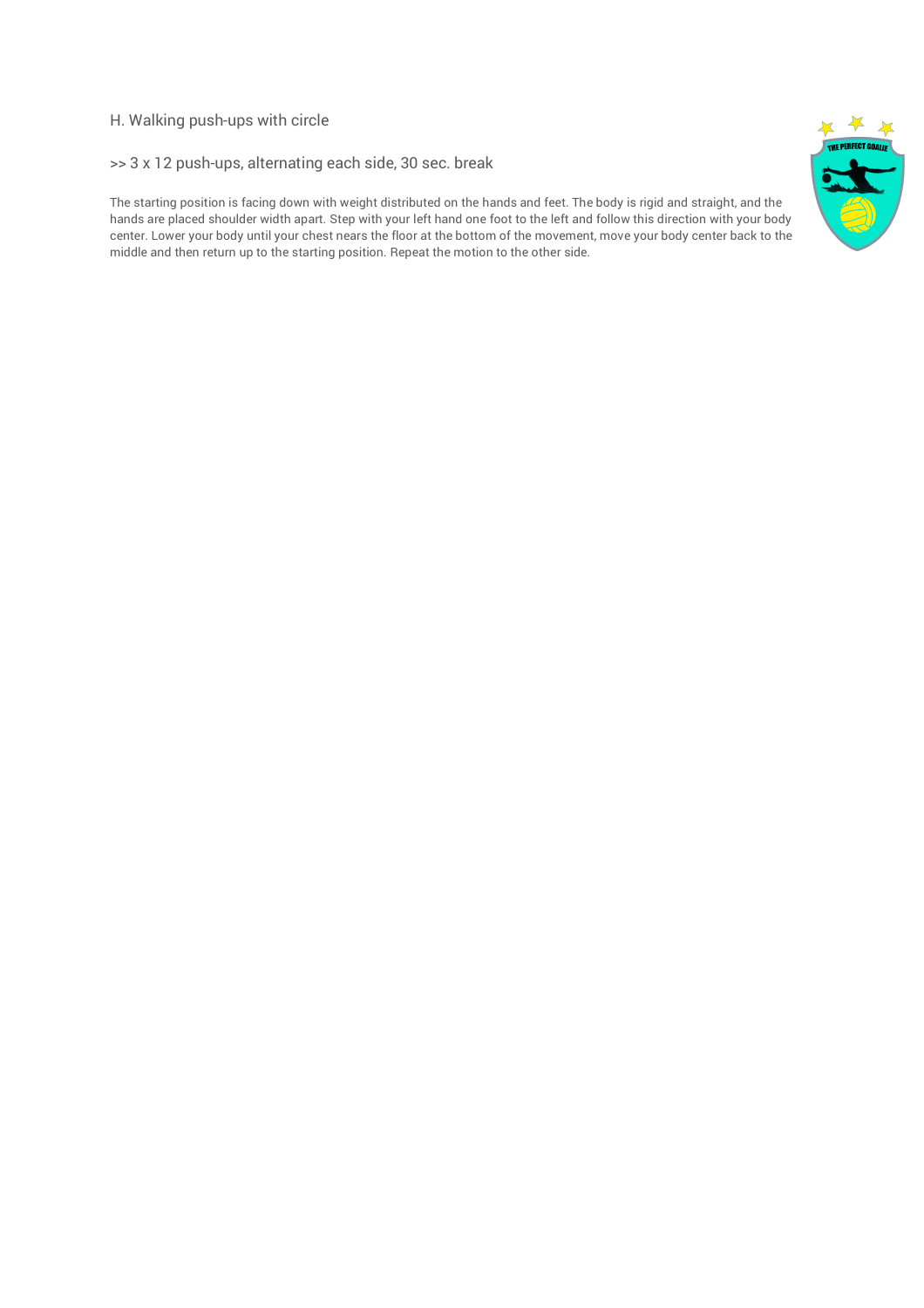## H. Walking push-ups with circle

>> 3 x 12 push-ups, alternating each side, 30 sec. break

The starting position is facing down with weight distributed on the hands and feet. The body is rigid and straight, and the hands are placed shoulder width apart. Step with your left hand one foot to the left and follow this direction with your body center. Lower your body until your chest nears the floor at the bottom of the movement, move your body center back to the middle and then return up to the starting position. Repeat the motion to the other side.